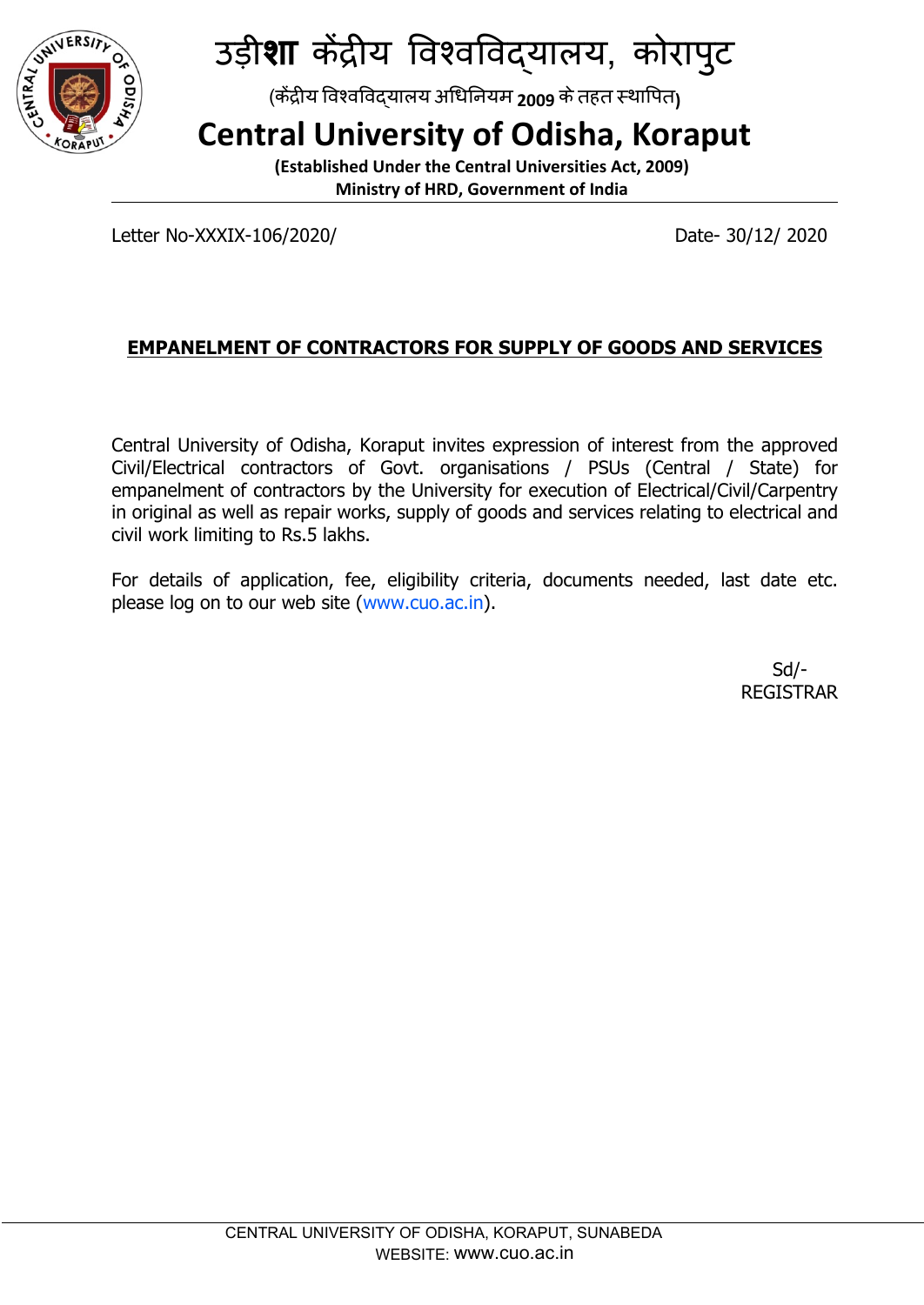# उड़ीशा केंद्रीय विश्वविद्यालय, कोरापुट

(केंद्रीय विश्वविद्यालय अधिनियम 2009 के तहत स्थापित)

# Central University of Odisha, Koraput

**(Established Under the Central Universities Act, 2009)**
**Ministry of HRD, Government of India**

Letter No-XXXIX-106/2020/ Date- 30/12/ 2020

## EMPANELMENT OF CONTRACTORS FOR SUPPLY OF GOODS AND SERVICES

Central University of Odisha, Koraput invites expression of interest from the approved Civil/Electrical contractors of Govt. organisations / PSUs (Central / State) for empanelment of contractors by the University for execution of Electrical/Civil/Carpentry in original as well as repair works, supply of goods and services relating to electrical and civil work limiting to Rs.5 lakhs.

For details of application, fee, eligibility criteria, documents needed, last date etc. please log on to our web site (www.cuo.ac.in).

Sd/-
REGISTRAR

CENTRAL UNIVERSITY OF ODISHA, KORAPUT, SUNABEDA
WEBSITE: www.cuo.ac.in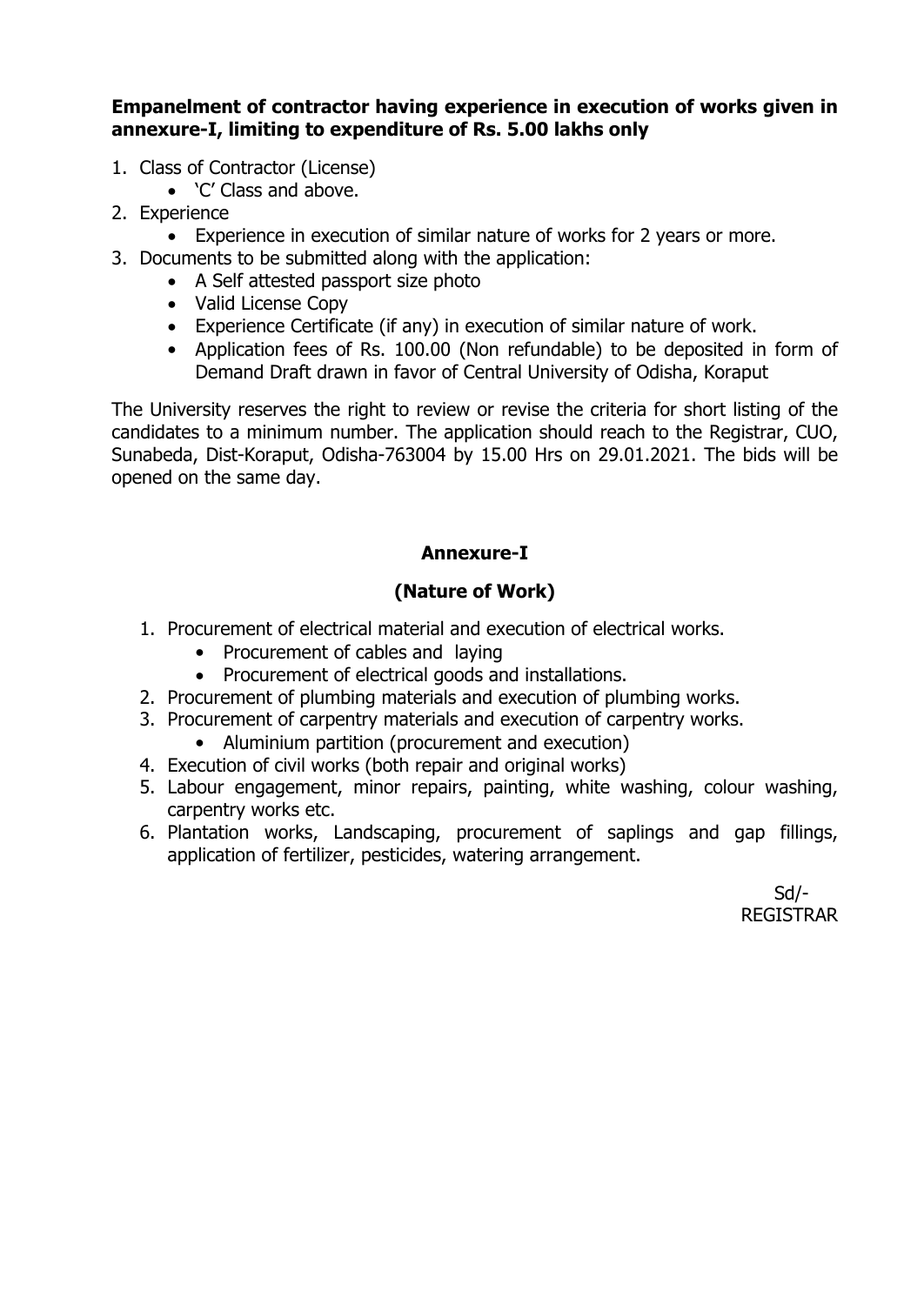**Empanelment of contractor having experience in execution of works given in annexure-I, limiting to expenditure of Rs. 5.00 lakhs only**

1. Class of Contractor (License)
   - 'C' Class and above.
2. Experience
   - Experience in execution of similar nature of works for 2 years or more.
3. Documents to be submitted along with the application:
   - A Self attested passport size photo
   - Valid License Copy
   - Experience Certificate (if any) in execution of similar nature of work.
   - Application fees of Rs. 100.00 (Non refundable) to be deposited in form of Demand Draft drawn in favor of Central University of Odisha, Koraput

The University reserves the right to review or revise the criteria for short listing of the candidates to a minimum number. The application should reach to the Registrar, CUO, Sunabeda, Dist-Koraput, Odisha-763004 by 15.00 Hrs on 29.01.2021. The bids will be opened on the same day.

## Annexure-I

## (Nature of Work)

1. Procurement of electrical material and execution of electrical works.
   - Procurement of cables and laying
   - Procurement of electrical goods and installations.
2. Procurement of plumbing materials and execution of plumbing works.
3. Procurement of carpentry materials and execution of carpentry works.
   - Aluminium partition (procurement and execution)
4. Execution of civil works (both repair and original works)
5. Labour engagement, minor repairs, painting, white washing, colour washing, carpentry works etc.
6. Plantation works, Landscaping, procurement of saplings and gap fillings, application of fertilizer, pesticides, watering arrangement.

Sd/-
REGISTRAR